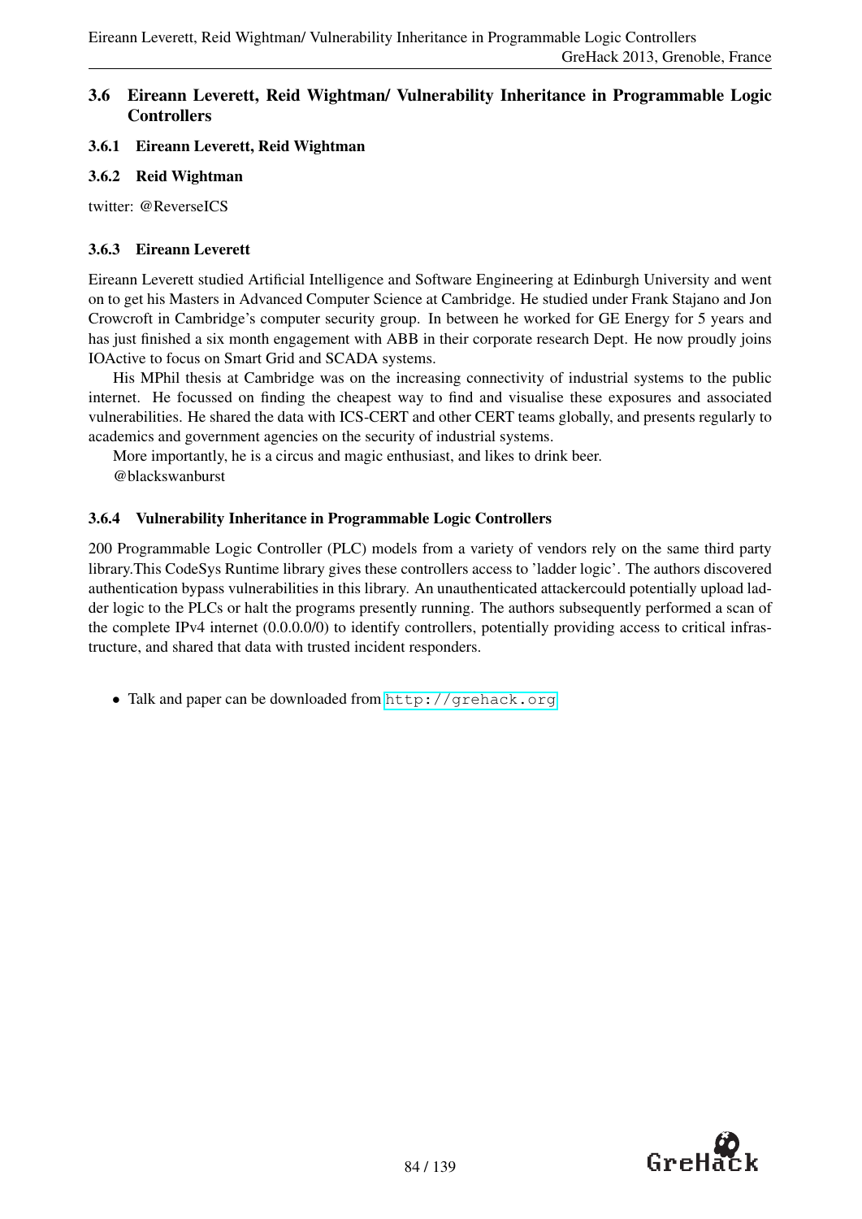### 3.6 Eireann Leverett, Reid Wightman/ Vulnerability Inheritance in Programmable Logic Controllers

#### 3.6.1 Eireann Leverett, Reid Wightman

#### 3.6.2 Reid Wightman

twitter: @ReverseICS

#### 3.6.3 Eireann Leverett

Eireann Leverett studied Artificial Intelligence and Software Engineering at Edinburgh University and went on to get his Masters in Advanced Computer Science at Cambridge. He studied under Frank Stajano and Jon Crowcroft in Cambridge's computer security group. In between he worked for GE Energy for 5 years and has just finished a six month engagement with ABB in their corporate research Dept. He now proudly joins IOActive to focus on Smart Grid and SCADA systems.

His MPhil thesis at Cambridge was on the increasing connectivity of industrial systems to the public internet. He focussed on finding the cheapest way to find and visualise these exposures and associated vulnerabilities. He shared the data with ICS-CERT and other CERT teams globally, and presents regularly to academics and government agencies on the security of industrial systems.

More importantly, he is a circus and magic enthusiast, and likes to drink beer.

@blackswanburst

#### 3.6.4 Vulnerability Inheritance in Programmable Logic Controllers

200 Programmable Logic Controller (PLC) models from a variety of vendors rely on the same third party library.This CodeSys Runtime library gives these controllers access to 'ladder logic'. The authors discovered authentication bypass vulnerabilities in this library. An unauthenticated attackercould potentially upload ladder logic to the PLCs or halt the programs presently running. The authors subsequently performed a scan of the complete IPv4 internet (0.0.0.0/0) to identify controllers, potentially providing access to critical infrastructure, and shared that data with trusted incident responders.

- Talk and paper can be downloaded from http://grehack.org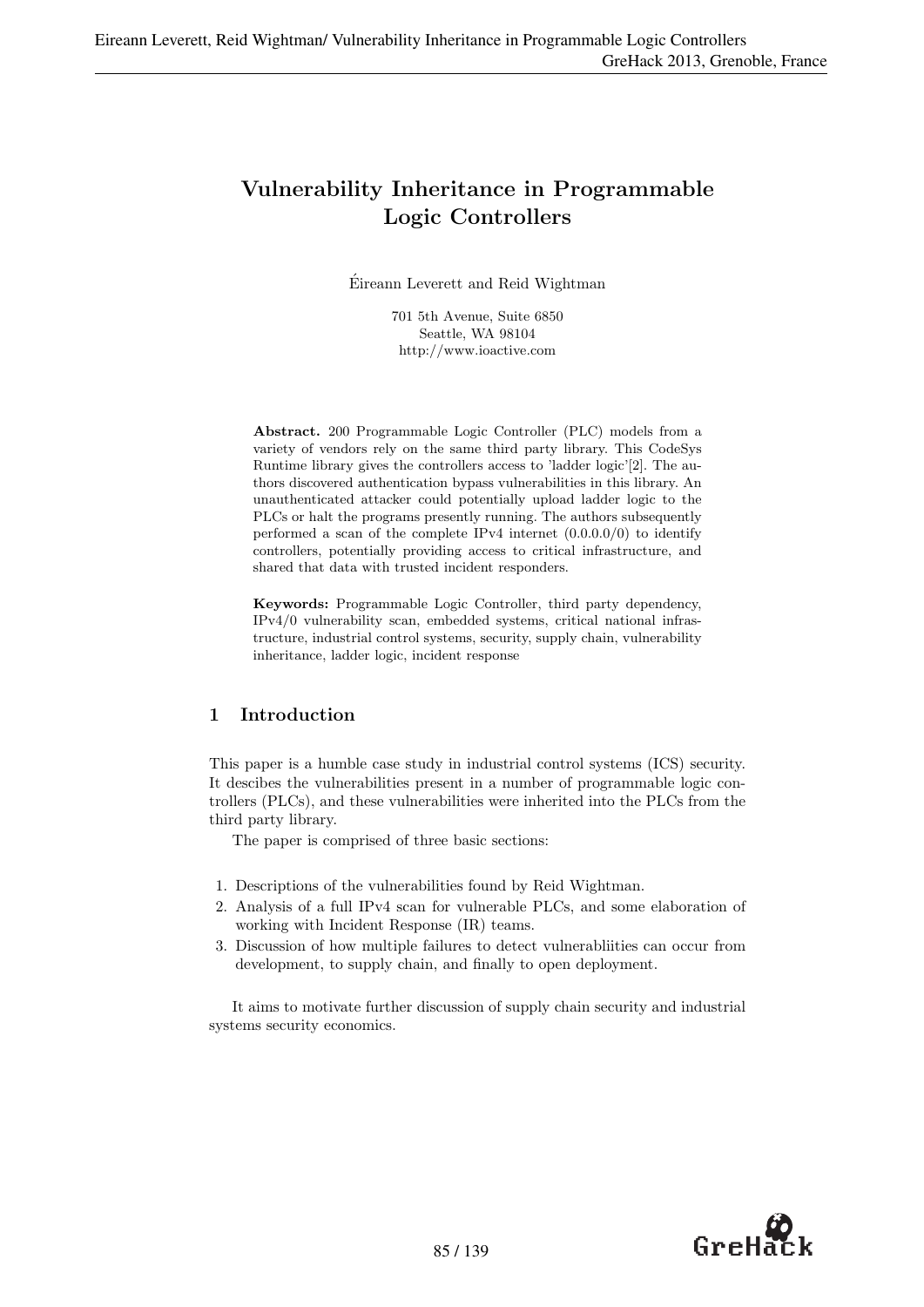# Vulnerability Inheritance in Programmable Logic Controllers

Éireann Leverett and Reid Wightman

701 5th Avenue, Suite 6850
Seattle, WA 98104
http://www.ioactive.com

**Abstract.** 200 Programmable Logic Controller (PLC) models from a variety of vendors rely on the same third party library. This CodeSys Runtime library gives the controllers access to 'ladder logic'[2]. The authors discovered authentication bypass vulnerabilities in this library. An unauthenticated attacker could potentially upload ladder logic to the PLCs or halt the programs presently running. The authors subsequently performed a scan of the complete IPv4 internet (0.0.0.0/0) to identify controllers, potentially providing access to critical infrastructure, and shared that data with trusted incident responders.

**Keywords:** Programmable Logic Controller, third party dependency, IPv4/0 vulnerability scan, embedded systems, critical national infrastructure, industrial control systems, security, supply chain, vulnerability inheritance, ladder logic, incident response

## 1 Introduction

This paper is a humble case study in industrial control systems (ICS) security. It descibes the vulnerabilities present in a number of programmable logic controllers (PLCs), and these vulnerabilities were inherited into the PLCs from the third party library.

The paper is comprised of three basic sections:

1. Descriptions of the vulnerabilities found by Reid Wightman.
2. Analysis of a full IPv4 scan for vulnerable PLCs, and some elaboration of working with Incident Response (IR) teams.
3. Discussion of how multiple failures to detect vulnerabliities can occur from development, to supply chain, and finally to open deployment.

It aims to motivate further discussion of supply chain security and industrial systems security economics.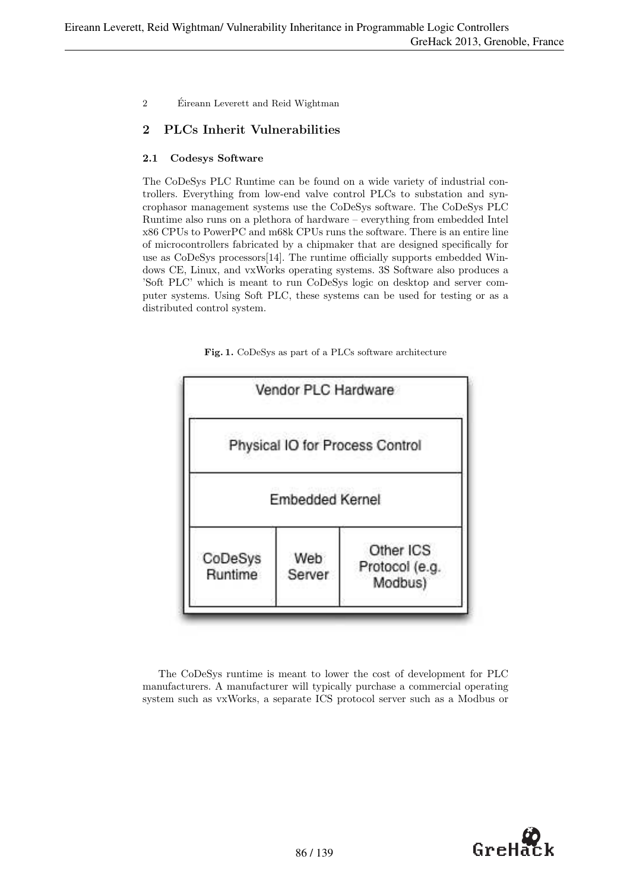## 2 PLCs Inherit Vulnerabilities

### 2.1 Codesys Software

The CoDeSys PLC Runtime can be found on a wide variety of industrial controllers. Everything from low-end valve control PLCs to substation and syncrophasor management systems use the CoDeSys software. The CoDeSys PLC Runtime also runs on a plethora of hardware – everything from embedded Intel x86 CPUs to PowerPC and m68k CPUs runs the software. There is an entire line of microcontrollers fabricated by a chipmaker that are designed specifically for use as CoDeSys processors[14]. The runtime officially supports embedded Windows CE, Linux, and vxWorks operating systems. 3S Software also produces a 'Soft PLC' which is meant to run CoDeSys logic on desktop and server computer systems. Using Soft PLC, these systems can be used for testing or as a distributed control system.

**Fig. 1.** CoDeSys as part of a PLCs software architecture

| Vendor PLC Hardware | | |
|---|---|---|
| Physical IO for Process Control | | |
| Embedded Kernel | | |
| CoDeSys Runtime | Web Server | Other ICS Protocol (e.g. Modbus) |

The CoDeSys runtime is meant to lower the cost of development for PLC manufacturers. A manufacturer will typically purchase a commercial operating system such as vxWorks, a separate ICS protocol server such as a Modbus or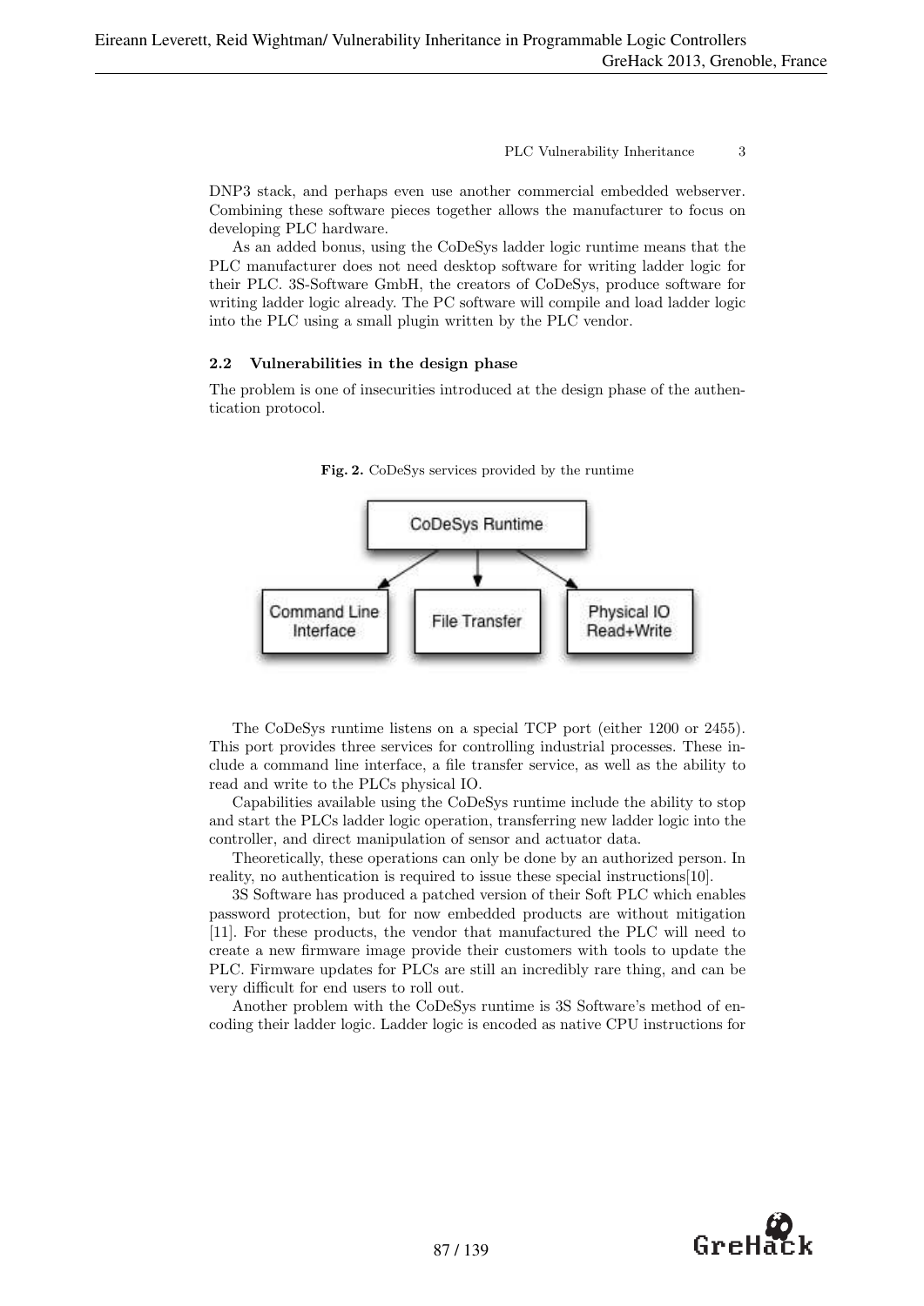DNP3 stack, and perhaps even use another commercial embedded webserver. Combining these software pieces together allows the manufacturer to focus on developing PLC hardware.

As an added bonus, using the CoDeSys ladder logic runtime means that the PLC manufacturer does not need desktop software for writing ladder logic for their PLC. 3S-Software GmbH, the creators of CoDeSys, produce software for writing ladder logic already. The PC software will compile and load ladder logic into the PLC using a small plugin written by the PLC vendor.

### 2.2 Vulnerabilities in the design phase

The problem is one of insecurities introduced at the design phase of the authentication protocol.

**Fig. 2.** CoDeSys services provided by the runtime

The CoDeSys runtime listens on a special TCP port (either 1200 or 2455). This port provides three services for controlling industrial processes. These include a command line interface, a file transfer service, as well as the ability to read and write to the PLCs physical IO.

Capabilities available using the CoDeSys runtime include the ability to stop and start the PLCs ladder logic operation, transferring new ladder logic into the controller, and direct manipulation of sensor and actuator data.

Theoretically, these operations can only be done by an authorized person. In reality, no authentication is required to issue these special instructions[10].

3S Software has produced a patched version of their Soft PLC which enables password protection, but for now embedded products are without mitigation [11]. For these products, the vendor that manufactured the PLC will need to create a new firmware image provide their customers with tools to update the PLC. Firmware updates for PLCs are still an incredibly rare thing, and can be very difficult for end users to roll out.

Another problem with the CoDeSys runtime is 3S Software's method of encoding their ladder logic. Ladder logic is encoded as native CPU instructions for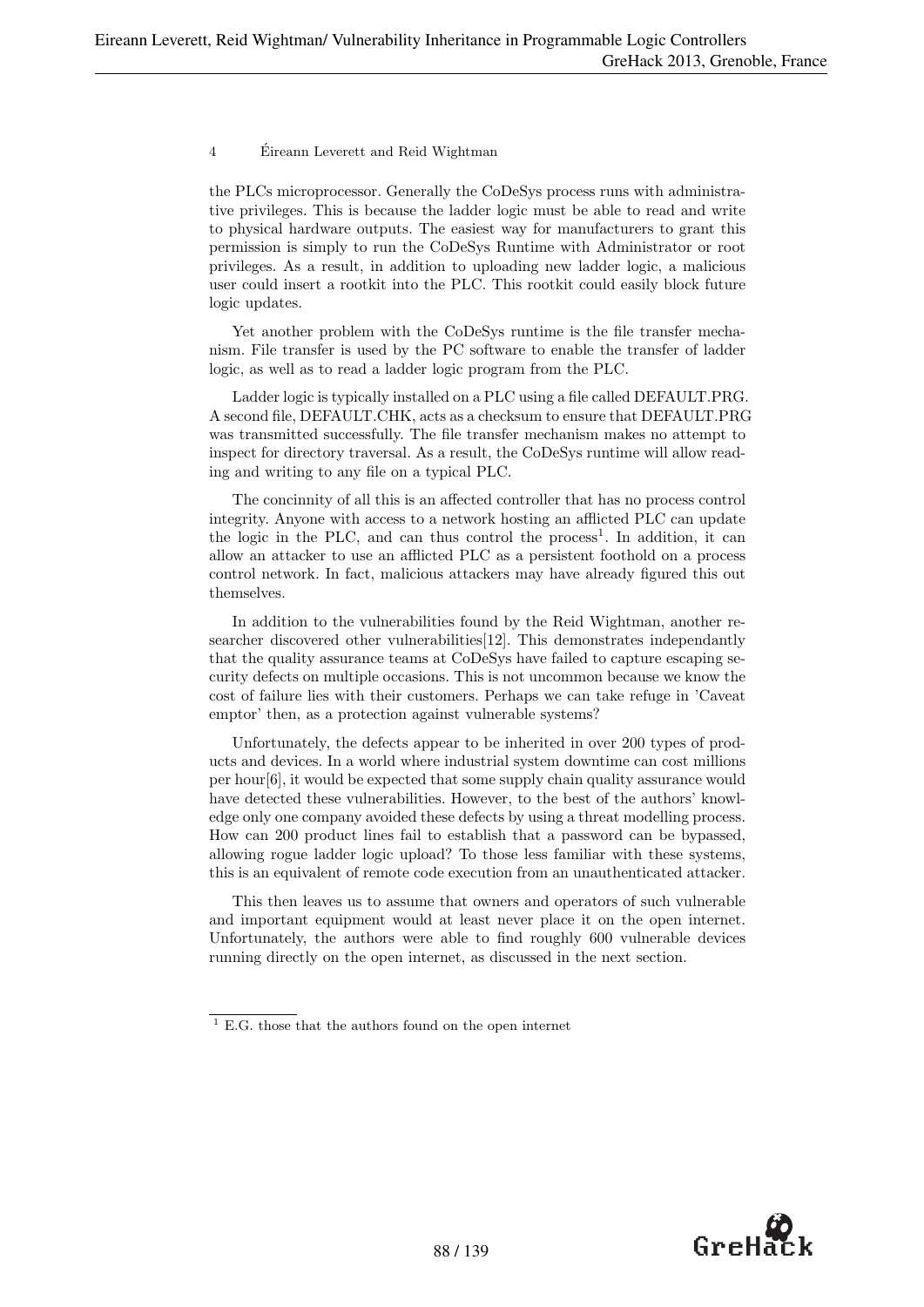the PLCs microprocessor. Generally the CoDeSys process runs with administrative privileges. This is because the ladder logic must be able to read and write to physical hardware outputs. The easiest way for manufacturers to grant this permission is simply to run the CoDeSys Runtime with Administrator or root privileges. As a result, in addition to uploading new ladder logic, a malicious user could insert a rootkit into the PLC. This rootkit could easily block future logic updates.

Yet another problem with the CoDeSys runtime is the file transfer mechanism. File transfer is used by the PC software to enable the transfer of ladder logic, as well as to read a ladder logic program from the PLC.

Ladder logic is typically installed on a PLC using a file called DEFAULT.PRG. A second file, DEFAULT.CHK, acts as a checksum to ensure that DEFAULT.PRG was transmitted successfully. The file transfer mechanism makes no attempt to inspect for directory traversal. As a result, the CoDeSys runtime will allow reading and writing to any file on a typical PLC.

The concinnity of all this is an affected controller that has no process control integrity. Anyone with access to a network hosting an afflicted PLC can update the logic in the PLC, and can thus control the process[1]. In addition, it can allow an attacker to use an afflicted PLC as a persistent foothold on a process control network. In fact, malicious attackers may have already figured this out themselves.

In addition to the vulnerabilities found by the Reid Wightman, another researcher discovered other vulnerabilities[12]. This demonstrates independantly that the quality assurance teams at CoDeSys have failed to capture escaping security defects on multiple occasions. This is not uncommon because we know the cost of failure lies with their customers. Perhaps we can take refuge in 'Caveat emptor' then, as a protection against vulnerable systems?

Unfortunately, the defects appear to be inherited in over 200 types of products and devices. In a world where industrial system downtime can cost millions per hour[6], it would be expected that some supply chain quality assurance would have detected these vulnerabilities. However, to the best of the authors' knowledge only one company avoided these defects by using a threat modelling process. How can 200 product lines fail to establish that a password can be bypassed, allowing rogue ladder logic upload? To those less familiar with these systems, this is an equivalent of remote code execution from an unauthenticated attacker.

This then leaves us to assume that owners and operators of such vulnerable and important equipment would at least never place it on the open internet. Unfortunately, the authors were able to find roughly 600 vulnerable devices running directly on the open internet, as discussed in the next section.

[1] E.G. those that the authors found on the open internet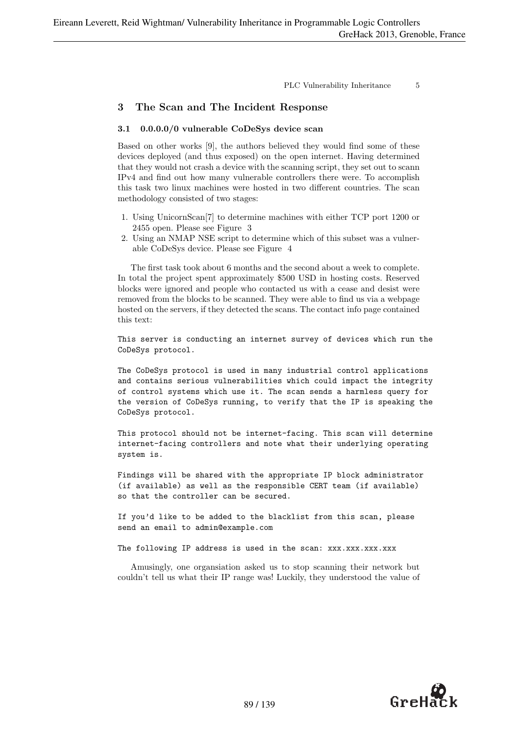## 3 The Scan and The Incident Response

### 3.1 0.0.0.0/0 vulnerable CoDeSys device scan

Based on other works [9], the authors believed they would find some of these devices deployed (and thus exposed) on the open internet. Having determined that they would not crash a device with the scanning script, they set out to scann IPv4 and find out how many vulnerable controllers there were. To accomplish this task two linux machines were hosted in two different countries. The scan methodology consisted of two stages:

1. Using UnicornScan[7] to determine machines with either TCP port 1200 or 2455 open. Please see Figure 3
2. Using an NMAP NSE script to determine which of this subset was a vulnerable CoDeSys device. Please see Figure 4

The first task took about 6 months and the second about a week to complete. In total the project spent approximately $500 USD in hosting costs. Reserved blocks were ignored and people who contacted us with a cease and desist were removed from the blocks to be scanned. They were able to find us via a webpage hosted on the servers, if they detected the scans. The contact info page contained this text:

```
This server is conducting an internet survey of devices which run the
CoDeSys protocol.

The CoDeSys protocol is used in many industrial control applications
and contains serious vulnerabilities which could impact the integrity
of control systems which use it. The scan sends a harmless query for
the version of CoDeSys running, to verify that the IP is speaking the
CoDeSys protocol.

This protocol should not be internet-facing. This scan will determine
internet-facing controllers and note what their underlying operating
system is.

Findings will be shared with the appropriate IP block administrator
(if available) as well as the responsible CERT team (if available)
so that the controller can be secured.

If you'd like to be added to the blacklist from this scan, please
send an email to admin@example.com

The following IP address is used in the scan: xxx.xxx.xxx.xxx
```

Amusingly, one organsiation asked us to stop scanning their network but couldn't tell us what their IP range was! Luckily, they understood the value of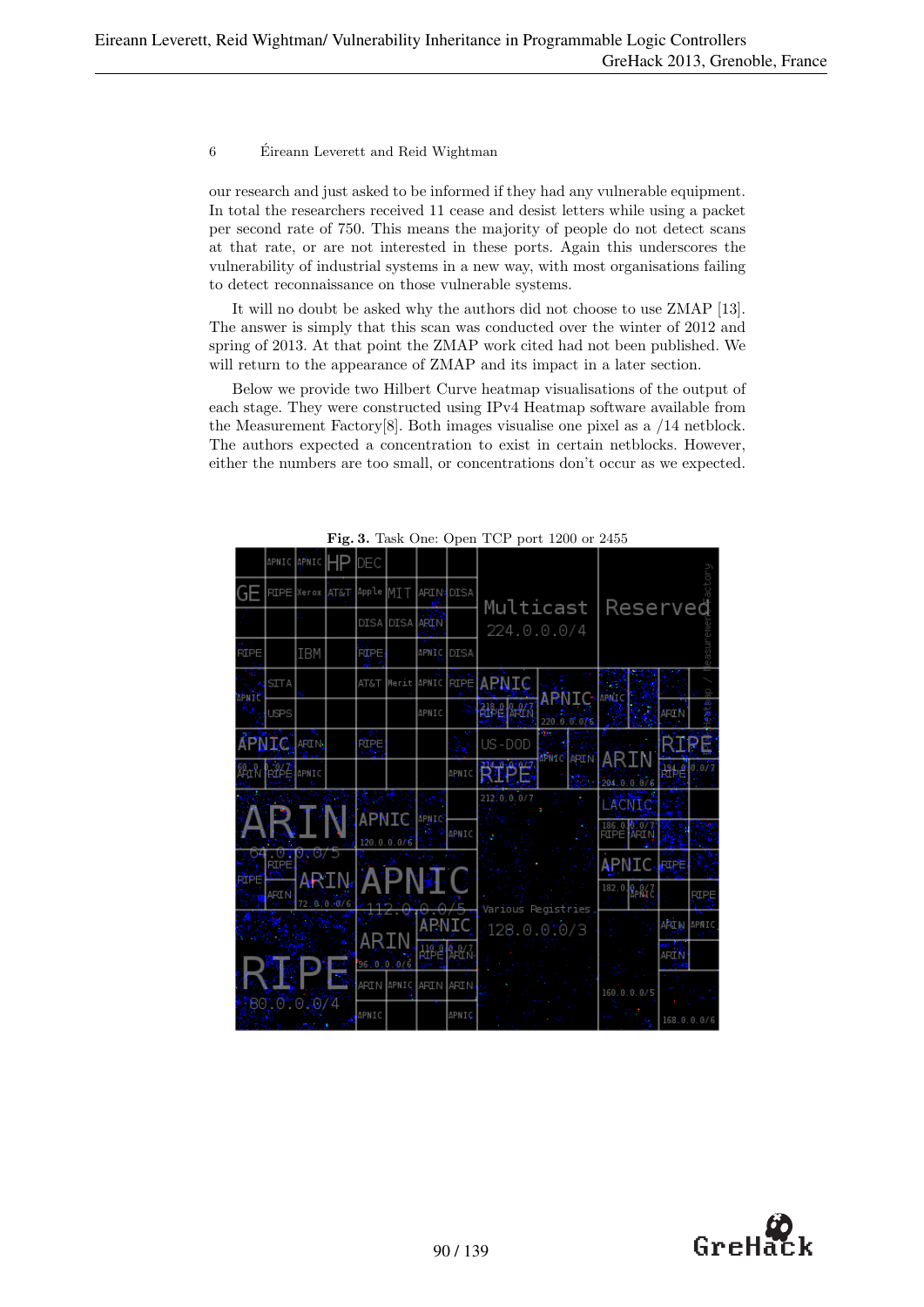our research and just asked to be informed if they had any vulnerable equipment. In total the researchers received 11 cease and desist letters while using a packet per second rate of 750. This means the majority of people do not detect scans at that rate, or are not interested in these ports. Again this underscores the vulnerability of industrial systems in a new way, with most organisations failing to detect reconnaissance on those vulnerable systems.

It will no doubt be asked why the authors did not choose to use ZMAP [13]. The answer is simply that this scan was conducted over the winter of 2012 and spring of 2013. At that point the ZMAP work cited had not been published. We will return to the appearance of ZMAP and its impact in a later section.

Below we provide two Hilbert Curve heatmap visualisations of the output of each stage. They were constructed using IPv4 Heatmap software available from the Measurement Factory[8]. Both images visualise one pixel as a /14 netblock. The authors expected a concentration to exist in certain netblocks. However, either the numbers are too small, or concentrations don't occur as we expected.

**Fig. 3.** Task One: Open TCP port 1200 or 2455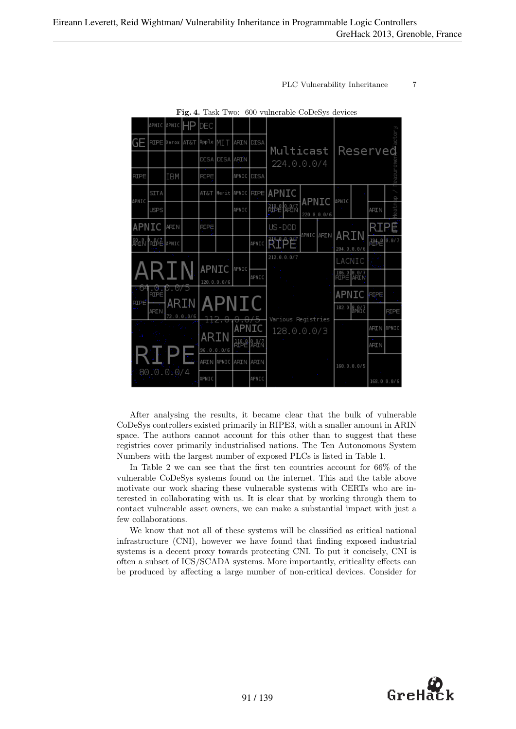**Fig. 4.** Task Two: 600 vulnerable CoDeSys devices

After analysing the results, it became clear that the bulk of vulnerable CoDeSys controllers existed primarily in RIPE3, with a smaller amount in ARIN space. The authors cannot account for this other than to suggest that these registries cover primarily industrialised nations. The Ten Autonomous System Numbers with the largest number of exposed PLCs is listed in Table 1.

In Table 2 we can see that the first ten countries account for 66% of the vulnerable CoDeSys systems found on the internet. This and the table above motivate our work sharing these vulnerable systems with CERTs who are interested in collaborating with us. It is clear that by working through them to contact vulnerable asset owners, we can make a substantial impact with just a few collaborations.

We know that not all of these systems will be classified as critical national infrastructure (CNI), however we have found that finding exposed industrial systems is a decent proxy towards protecting CNI. To put it concisely, CNI is often a subset of ICS/SCADA systems. More importantly, criticality effects can be produced by affecting a large number of non-critical devices. Consider for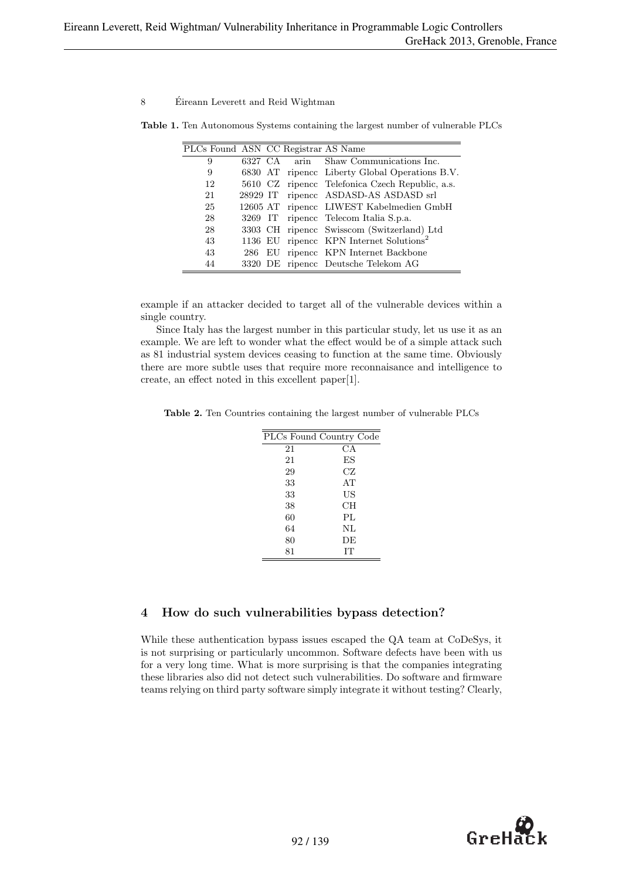**Table 1.** Ten Autonomous Systems containing the largest number of vulnerable PLCs

| PLCs Found | ASN | CC | Registrar | AS Name |
|---|---|---|---|---|
| 9 | 6327 | CA | arin | Shaw Communications Inc. |
| 9 | 6830 | AT | ripencc | Liberty Global Operations B.V. |
| 12 | 5610 | CZ | ripencc | Telefonica Czech Republic, a.s. |
| 21 | 28929 | IT | ripencc | ASDASD-AS ASDASD srl |
| 25 | 12605 | AT | ripencc | LIWEST Kabelmedien GmbH |
| 28 | 3269 | IT | ripencc | Telecom Italia S.p.a. |
| 28 | 3303 | CH | ripencc | Swisscom (Switzerland) Ltd |
| 43 | 1136 | EU | ripencc | KPN Internet Solutions[2] |
| 43 | 286 | EU | ripencc | KPN Internet Backbone |
| 44 | 3320 | DE | ripencc | Deutsche Telekom AG |

example if an attacker decided to target all of the vulnerable devices within a single country.

Since Italy has the largest number in this particular study, let us use it as an example. We are left to wonder what the effect would be of a simple attack such as 81 industrial system devices ceasing to function at the same time. Obviously there are more subtle uses that require more reconnaisance and intelligence to create, an effect noted in this excellent paper[1].

**Table 2.** Ten Countries containing the largest number of vulnerable PLCs

| PLCs Found | Country Code |
|---|---|
| 21 | CA |
| 21 | ES |
| 29 | CZ |
| 33 | AT |
| 33 | US |
| 38 | CH |
| 60 | PL |
| 64 | NL |
| 80 | DE |
| 81 | IT |

## 4 How do such vulnerabilities bypass detection?

While these authentication bypass issues escaped the QA team at CoDeSys, it is not surprising or particularly uncommon. Software defects have been with us for a very long time. What is more surprising is that the companies integrating these libraries also did not detect such vulnerabilities. Do software and firmware teams relying on third party software simply integrate it without testing? Clearly,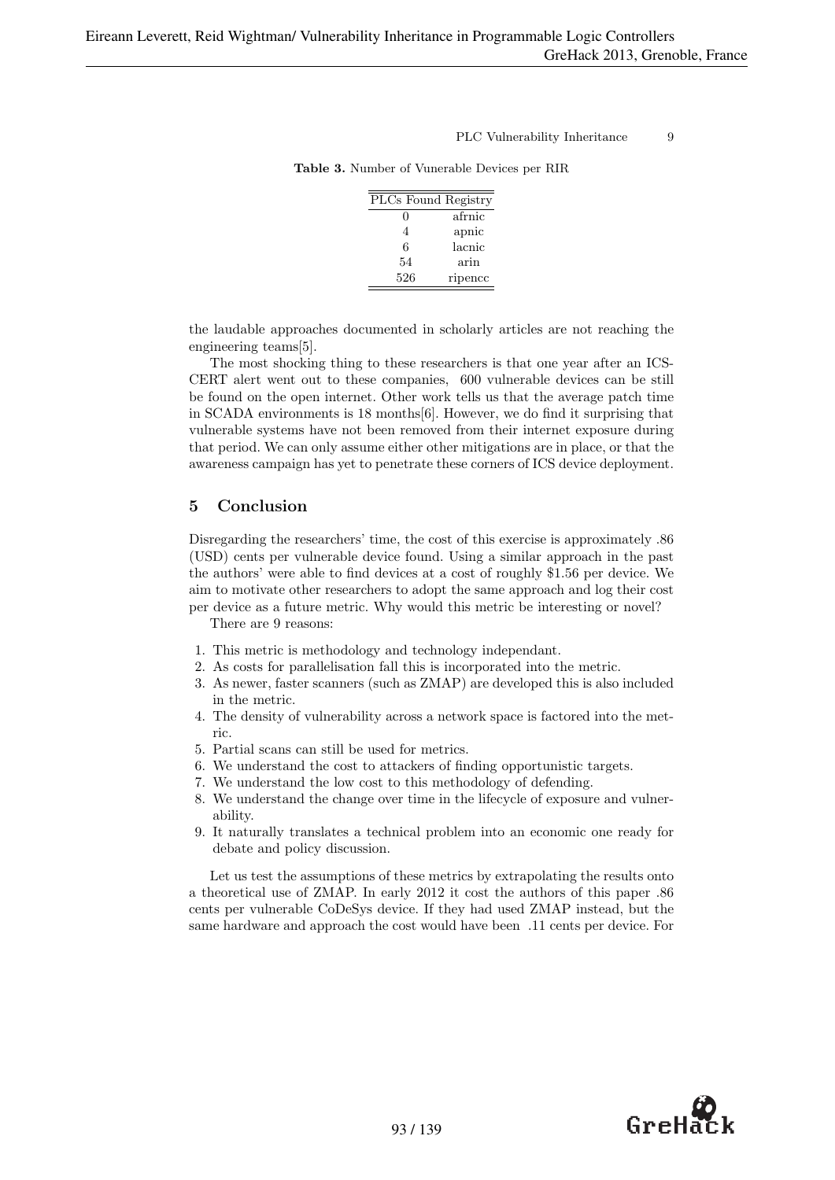**Table 3.** Number of Vunerable Devices per RIR

| PLCs Found | Registry |
|---|---|
| 0 | afrnic |
| 4 | apnic |
| 6 | lacnic |
| 54 | arin |
| 526 | ripencc |

the laudable approaches documented in scholarly articles are not reaching the engineering teams[5].

The most shocking thing to these researchers is that one year after an ICS-CERT alert went out to these companies, 600 vulnerable devices can be still be found on the open internet. Other work tells us that the average patch time in SCADA environments is 18 months[6]. However, we do find it surprising that vulnerable systems have not been removed from their internet exposure during that period. We can only assume either other mitigations are in place, or that the awareness campaign has yet to penetrate these corners of ICS device deployment.

## 5 Conclusion

Disregarding the researchers' time, the cost of this exercise is approximately .86 (USD) cents per vulnerable device found. Using a similar approach in the past the authors' were able to find devices at a cost of roughly $1.56 per device. We aim to motivate other researchers to adopt the same approach and log their cost per device as a future metric. Why would this metric be interesting or novel?

There are 9 reasons:

1. This metric is methodology and technology independant.
2. As costs for parallelisation fall this is incorporated into the metric.
3. As newer, faster scanners (such as ZMAP) are developed this is also included in the metric.
4. The density of vulnerability across a network space is factored into the metric.
5. Partial scans can still be used for metrics.
6. We understand the cost to attackers of finding opportunistic targets.
7. We understand the low cost to this methodology of defending.
8. We understand the change over time in the lifecycle of exposure and vulnerability.
9. It naturally translates a technical problem into an economic one ready for debate and policy discussion.

Let us test the assumptions of these metrics by extrapolating the results onto a theoretical use of ZMAP. In early 2012 it cost the authors of this paper .86 cents per vulnerable CoDeSys device. If they had used ZMAP instead, but the same hardware and approach the cost would have been .11 cents per device. For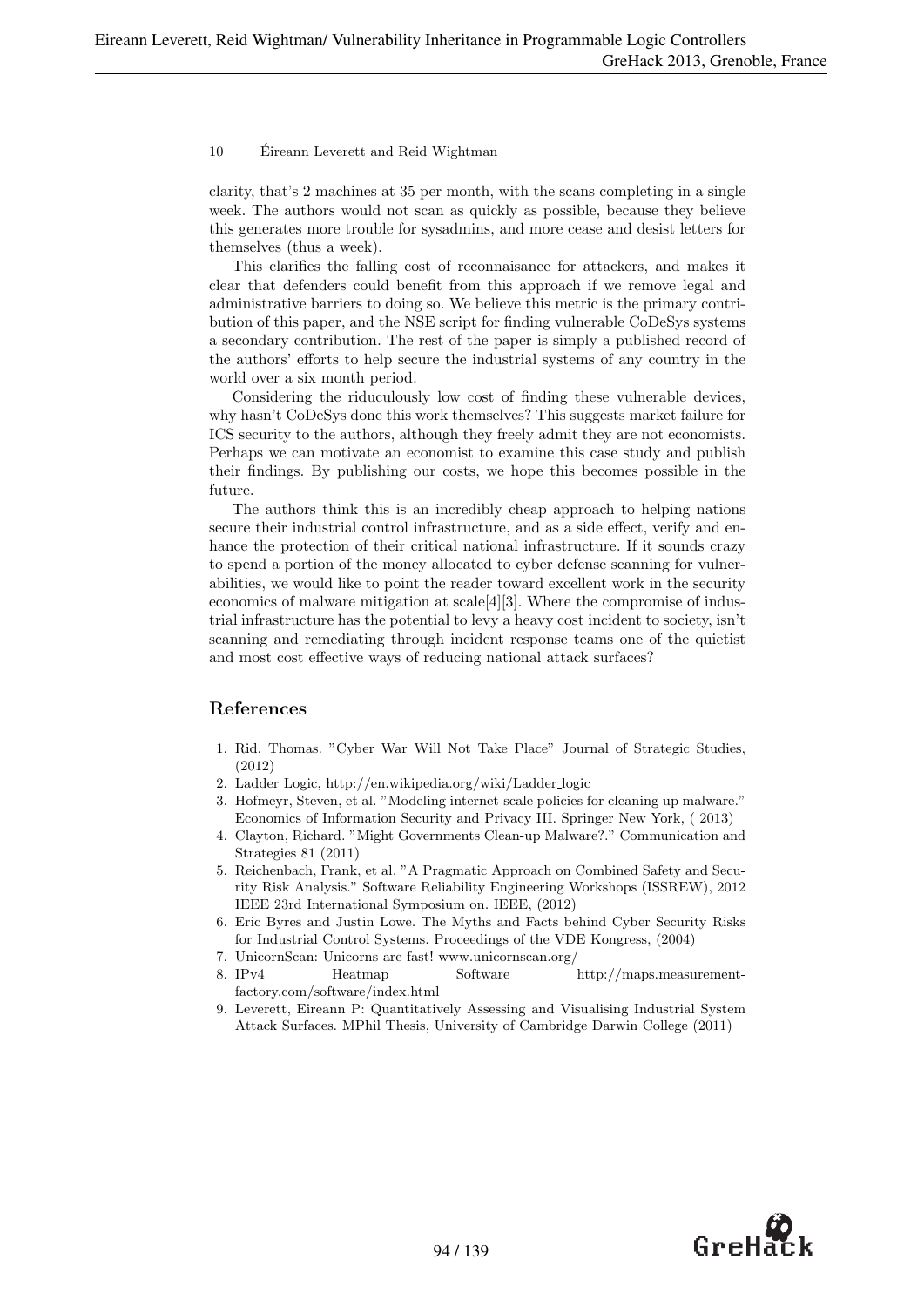clarity, that's 2 machines at 35 per month, with the scans completing in a single week. The authors would not scan as quickly as possible, because they believe this generates more trouble for sysadmins, and more cease and desist letters for themselves (thus a week).

This clarifies the falling cost of reconnaisance for attackers, and makes it clear that defenders could benefit from this approach if we remove legal and administrative barriers to doing so. We believe this metric is the primary contribution of this paper, and the NSE script for finding vulnerable CoDeSys systems a secondary contribution. The rest of the paper is simply a published record of the authors' efforts to help secure the industrial systems of any country in the world over a six month period.

Considering the riduculously low cost of finding these vulnerable devices, why hasn't CoDeSys done this work themselves? This suggests market failure for ICS security to the authors, although they freely admit they are not economists. Perhaps we can motivate an economist to examine this case study and publish their findings. By publishing our costs, we hope this becomes possible in the future.

The authors think this is an incredibly cheap approach to helping nations secure their industrial control infrastructure, and as a side effect, verify and enhance the protection of their critical national infrastructure. If it sounds crazy to spend a portion of the money allocated to cyber defense scanning for vulnerabilities, we would like to point the reader toward excellent work in the security economics of malware mitigation at scale[4][3]. Where the compromise of industrial infrastructure has the potential to levy a heavy cost incident to society, isn't scanning and remediating through incident response teams one of the quietist and most cost effective ways of reducing national attack surfaces?

## References

1. Rid, Thomas. "Cyber War Will Not Take Place" Journal of Strategic Studies, (2012)
2. Ladder Logic, http://en.wikipedia.org/wiki/Ladder_logic
3. Hofmeyr, Steven, et al. "Modeling internet-scale policies for cleaning up malware." Economics of Information Security and Privacy III. Springer New York, ( 2013)
4. Clayton, Richard. "Might Governments Clean-up Malware?." Communication and Strategies 81 (2011)
5. Reichenbach, Frank, et al. "A Pragmatic Approach on Combined Safety and Security Risk Analysis." Software Reliability Engineering Workshops (ISSREW), 2012 IEEE 23rd International Symposium on. IEEE, (2012)
6. Eric Byres and Justin Lowe. The Myths and Facts behind Cyber Security Risks for Industrial Control Systems. Proceedings of the VDE Kongress, (2004)
7. UnicornScan: Unicorns are fast! www.unicornscan.org/
8. IPv4 Heatmap Software http://maps.measurement-factory.com/software/index.html
9. Leverett, Eireann P: Quantitatively Assessing and Visualising Industrial System Attack Surfaces. MPhil Thesis, University of Cambridge Darwin College (2011)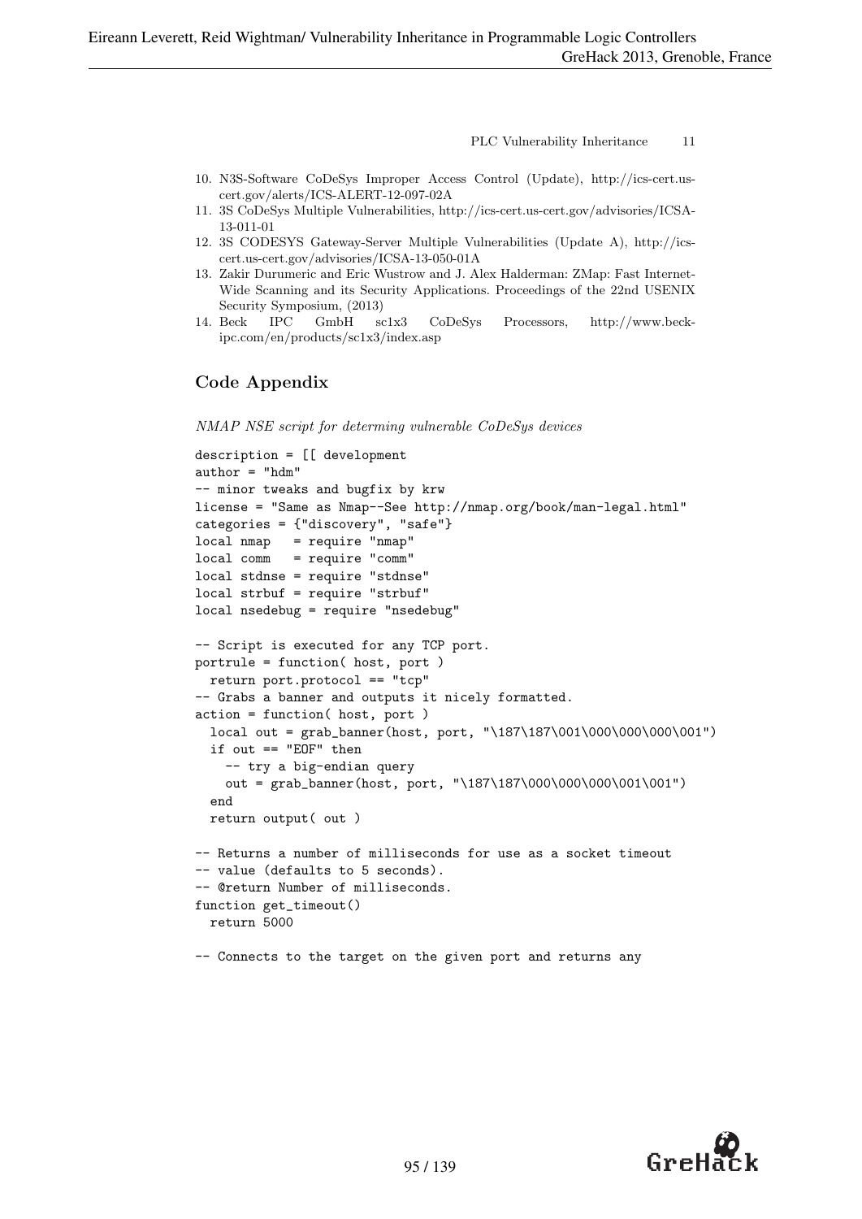10. N3S-Software CoDeSys Improper Access Control (Update), http://ics-cert.us-cert.gov/alerts/ICS-ALERT-12-097-02A
11. 3S CoDeSys Multiple Vulnerabilities, http://ics-cert.us-cert.gov/advisories/ICSA-13-011-01
12. 3S CODESYS Gateway-Server Multiple Vulnerabilities (Update A), http://ics-cert.us-cert.gov/advisories/ICSA-13-050-01A
13. Zakir Durumeric and Eric Wustrow and J. Alex Halderman: ZMap: Fast Internet-Wide Scanning and its Security Applications. Proceedings of the 22nd USENIX Security Symposium, (2013)
14. Beck IPC GmbH sc1x3 CoDeSys Processors, http://www.beck-ipc.com/en/products/sc1x3/index.asp

## Code Appendix

*NMAP NSE script for determing vulnerable CoDeSys devices*

```
description = [[ development
author = "hdm"
-- minor tweaks and bugfix by krw
license = "Same as Nmap--See http://nmap.org/book/man-legal.html"
categories = {"discovery", "safe"}
local nmap   = require "nmap"
local comm   = require "comm"
local stdnse = require "stdnse"
local strbuf = require "strbuf"
local nsedebug = require "nsedebug"

-- Script is executed for any TCP port.
portrule = function( host, port )
  return port.protocol == "tcp"
-- Grabs a banner and outputs it nicely formatted.
action = function( host, port )
  local out = grab_banner(host, port, "\187\187\001\000\000\000\001")
  if out == "EOF" then
    -- try a big-endian query
    out = grab_banner(host, port, "\187\187\000\000\000\001\001")
  end
  return output( out )

-- Returns a number of milliseconds for use as a socket timeout
-- value (defaults to 5 seconds).
-- @return Number of milliseconds.
function get_timeout()
  return 5000

-- Connects to the target on the given port and returns any
```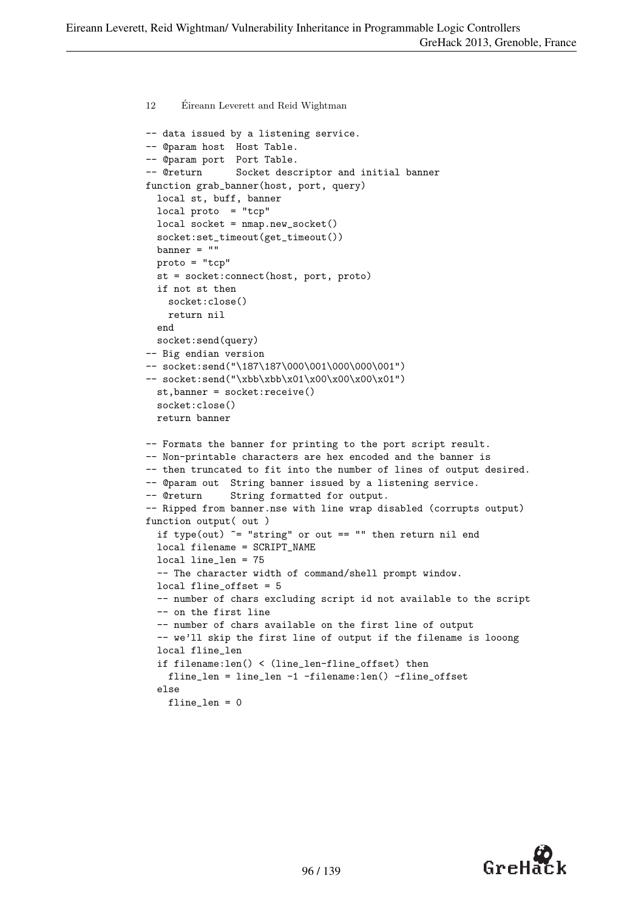```
-- data issued by a listening service.
-- @param host  Host Table.
-- @param port  Port Table.
-- @return      Socket descriptor and initial banner
function grab_banner(host, port, query)
  local st, buff, banner
  local proto  = "tcp"
  local socket = nmap.new_socket()
  socket:set_timeout(get_timeout())
  banner = ""
  proto = "tcp"
  st = socket:connect(host, port, proto)
  if not st then
    socket:close()
    return nil
  end
  socket:send(query)
-- Big endian version
-- socket:send("\187\187\000\001\000\000\001")
-- socket:send("\xbb\xbb\x01\x00\x00\x00\x01")
  st,banner = socket:receive()
  socket:close()
  return banner

-- Formats the banner for printing to the port script result.
-- Non-printable characters are hex encoded and the banner is
-- then truncated to fit into the number of lines of output desired.
-- @param out  String banner issued by a listening service.
-- @return     String formatted for output.
-- Ripped from banner.nse with line wrap disabled (corrupts output)
function output( out )
  if type(out) ~= "string" or out == "" then return nil end
  local filename = SCRIPT_NAME
  local line_len = 75
  -- The character width of command/shell prompt window.
  local fline_offset = 5
  -- number of chars excluding script id not available to the script
  -- on the first line
  -- number of chars available on the first line of output
  -- we'll skip the first line of output if the filename is looong
  local fline_len
  if filename:len() < (line_len-fline_offset) then
    fline_len = line_len -1 -filename:len() -fline_offset
  else
    fline_len = 0
```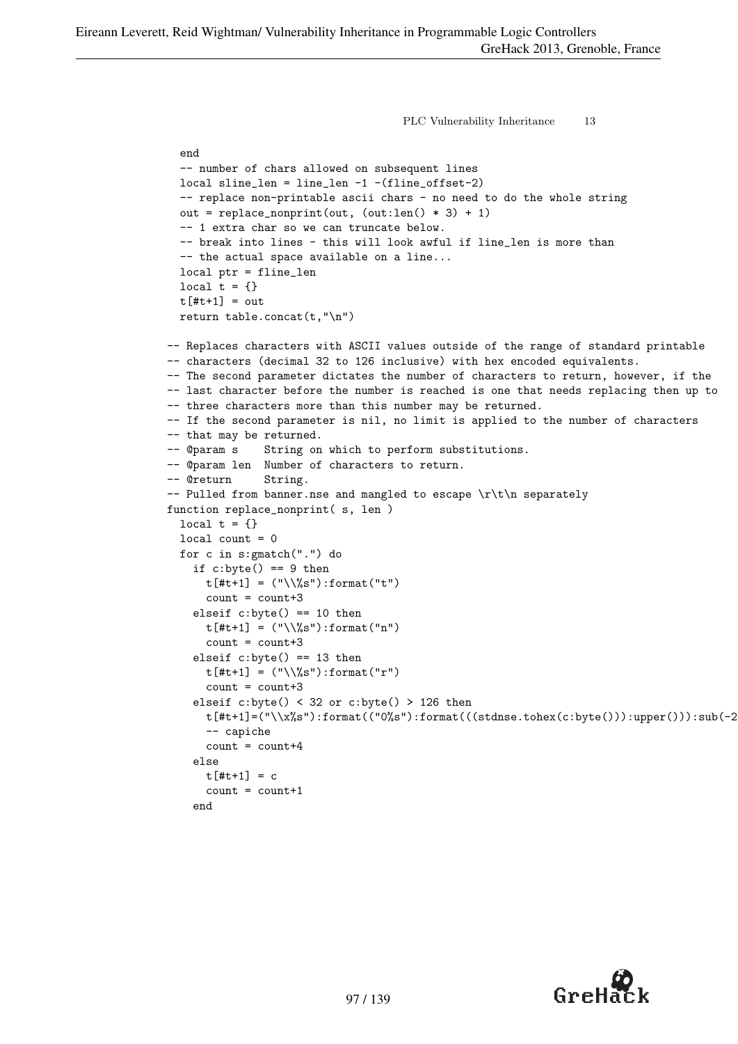```
  end
  -- number of chars allowed on subsequent lines
  local sline_len = line_len -1 -(fline_offset-2)
  -- replace non-printable ascii chars - no need to do the whole string
  out = replace_nonprint(out, (out:len() * 3) + 1)
  -- 1 extra char so we can truncate below.
  -- break into lines - this will look awful if line_len is more than
  -- the actual space available on a line...
  local ptr = fline_len
  local t = {}
  t[#t+1] = out
  return table.concat(t,"\n")

-- Replaces characters with ASCII values outside of the range of standard printable
-- characters (decimal 32 to 126 inclusive) with hex encoded equivalents.
-- The second parameter dictates the number of characters to return, however, if the
-- last character before the number is reached is one that needs replacing then up to
-- three characters more than this number may be returned.
-- If the second parameter is nil, no limit is applied to the number of characters
-- that may be returned.
-- @param s    String on which to perform substitutions.
-- @param len  Number of characters to return.
-- @return     String.
-- Pulled from banner.nse and mangled to escape \r\t\n separately
function replace_nonprint( s, len )
  local t = {}
  local count = 0
  for c in s:gmatch(".") do
    if c:byte() == 9 then
      t[#t+1] = ("\\%s"):format("t")
      count = count+3
    elseif c:byte() == 10 then
      t[#t+1] = ("\\%s"):format("n")
      count = count+3
    elseif c:byte() == 13 then
      t[#t+1] = ("\\%s"):format("r")
      count = count+3
    elseif c:byte() < 32 or c:byte() > 126 then
      t[#t+1]=("\\x%s"):format(("0%s"):format(((stdnse.tohex(c:byte())):upper())):sub(-2
      -- capiche
      count = count+4
    else
      t[#t+1] = c
      count = count+1
    end
```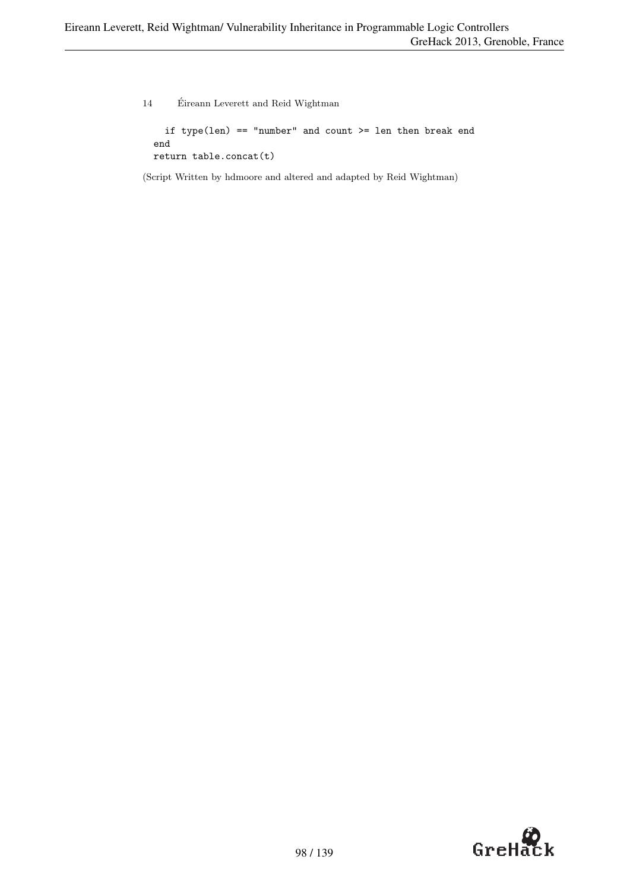```
    if type(len) == "number" and count >= len then break end
  end
  return table.concat(t)
```

(Script Written by hdmoore and altered and adapted by Reid Wightman)